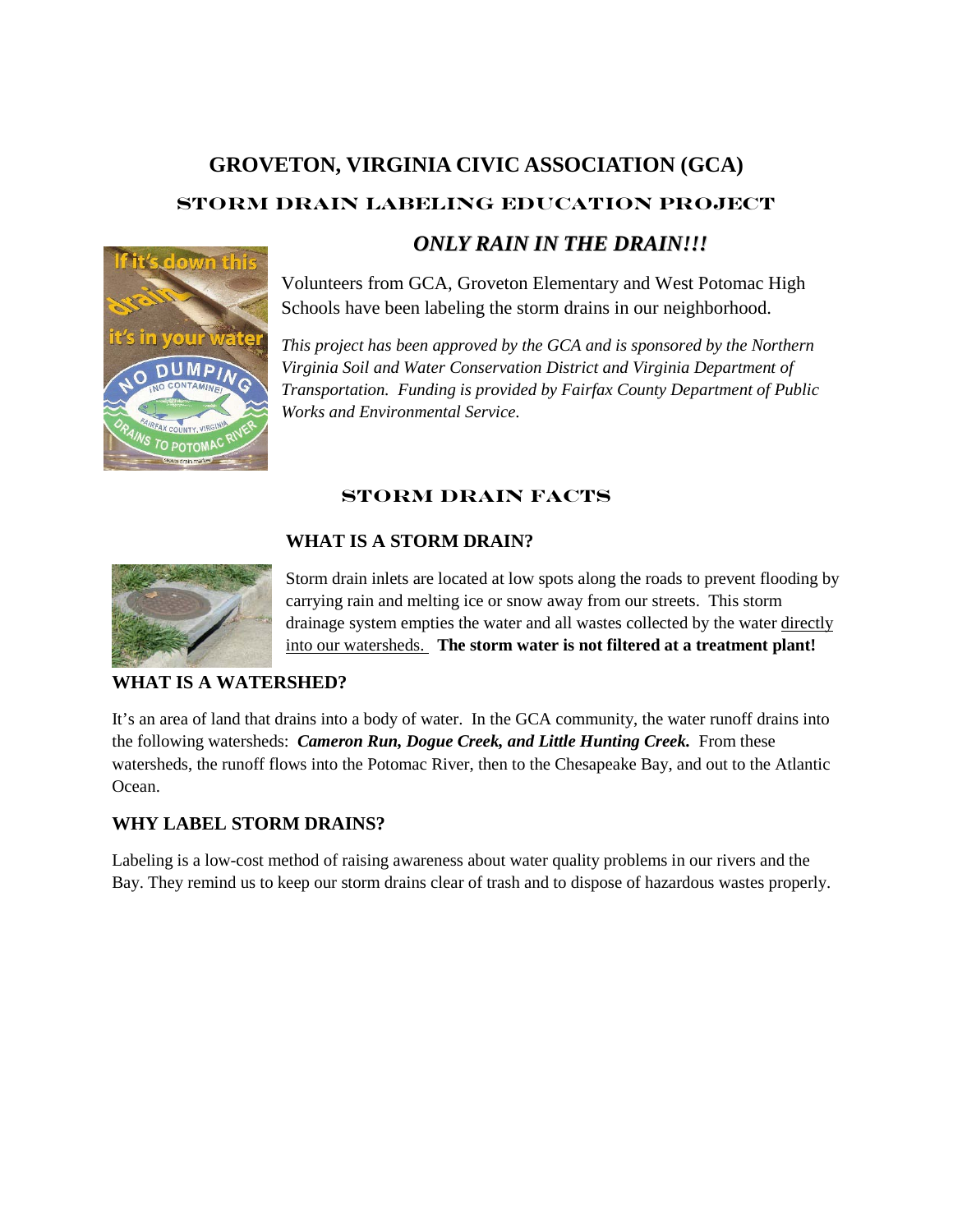# GROVETON, VIRGINIA CIVIC ASSOCIATION (GCA)

## STORM DRAIN LABELING EDUCATION PROJECT

### *ONLY RAIN IN THE DRAIN!!!*

Volunteers from GCA, Groveton Elementary and West Potomac High Schools have been labeling the storm drains in our neighborhood.

*This project has been approved by the GCA and is sponsored by the Northern Virginia Soil and Water Conservation District and Virginia Department of Transportation. Funding is provided by Fairfax County Department of Public Works and Environmental Service.*

## STORM DRAIN FACTS

### WHAT IS A STORM DRAIN?

Storm drain inlets are located at low spots along the roads to prevent flooding by carrying rain and melting ice or snow away from our streets. This storm drainage system empties the water and all wastes collected by the water directly into our watersheds. **The storm water is not filtered at a treatment plant!**

### WHAT IS A WATERSHED?

It's an area of land that drains into a body of water. In the GCA community, the water runoff drains into the following watersheds: ***Cameron Run, Dogue Creek, and Little Hunting Creek.*** From these watersheds, the runoff flows into the Potomac River, then to the Chesapeake Bay, and out to the Atlantic Ocean.

### WHY LABEL STORM DRAINS?

Labeling is a low-cost method of raising awareness about water quality problems in our rivers and the Bay. They remind us to keep our storm drains clear of trash and to dispose of hazardous wastes properly.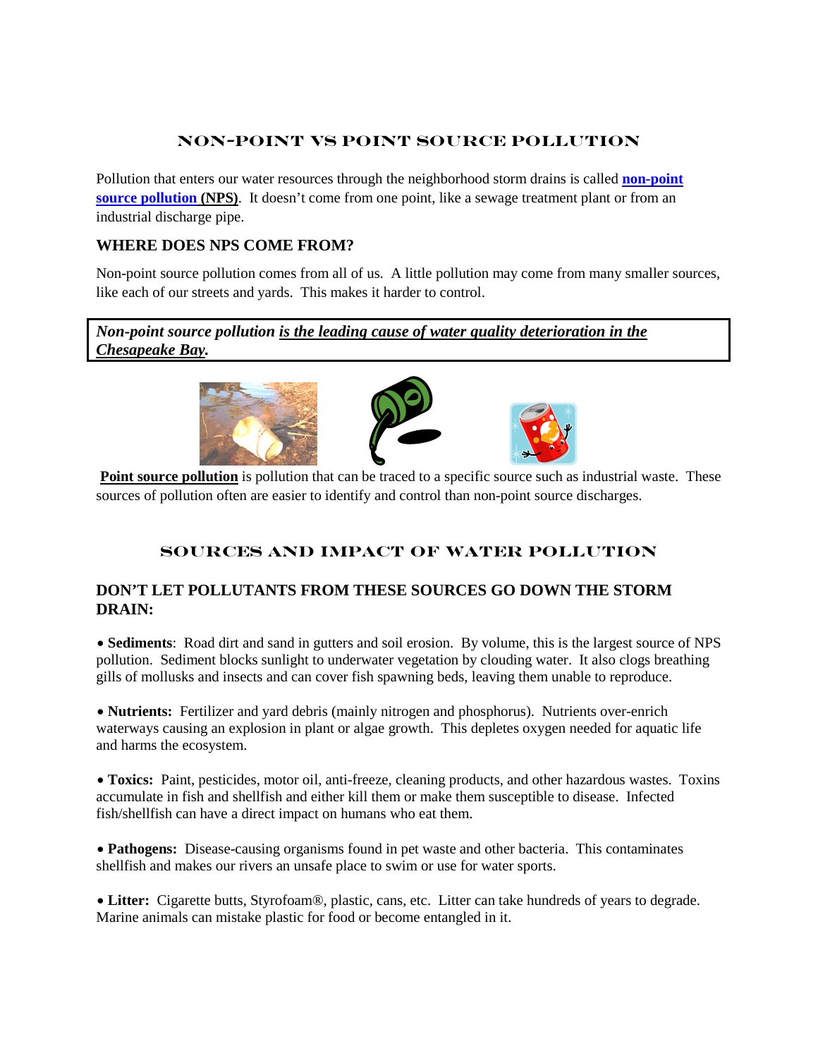## NON-POINT VS POINT SOURCE POLLUTION

Pollution that enters our water resources through the neighborhood storm drains is called **non-point source pollution (NPS)**. It doesn't come from one point, like a sewage treatment plant or from an industrial discharge pipe.

### WHERE DOES NPS COME FROM?

Non-point source pollution comes from all of us. A little pollution may come from many smaller sources, like each of our streets and yards. This makes it harder to control.

***Non-point source pollution is the leading cause of water quality deterioration in the Chesapeake Bay.***

**Point source pollution** is pollution that can be traced to a specific source such as industrial waste. These sources of pollution often are easier to identify and control than non-point source discharges.

## SOURCES AND IMPACT OF WATER POLLUTION

### DON'T LET POLLUTANTS FROM THESE SOURCES GO DOWN THE STORM DRAIN:

- **Sediments**: Road dirt and sand in gutters and soil erosion. By volume, this is the largest source of NPS pollution. Sediment blocks sunlight to underwater vegetation by clouding water. It also clogs breathing gills of mollusks and insects and can cover fish spawning beds, leaving them unable to reproduce.

- **Nutrients:** Fertilizer and yard debris (mainly nitrogen and phosphorus). Nutrients over-enrich waterways causing an explosion in plant or algae growth. This depletes oxygen needed for aquatic life and harms the ecosystem.

- **Toxics:** Paint, pesticides, motor oil, anti-freeze, cleaning products, and other hazardous wastes. Toxins accumulate in fish and shellfish and either kill them or make them susceptible to disease. Infected fish/shellfish can have a direct impact on humans who eat them.

- **Pathogens:** Disease-causing organisms found in pet waste and other bacteria. This contaminates shellfish and makes our rivers an unsafe place to swim or use for water sports.

- **Litter:** Cigarette butts, Styrofoam®, plastic, cans, etc. Litter can take hundreds of years to degrade. Marine animals can mistake plastic for food or become entangled in it.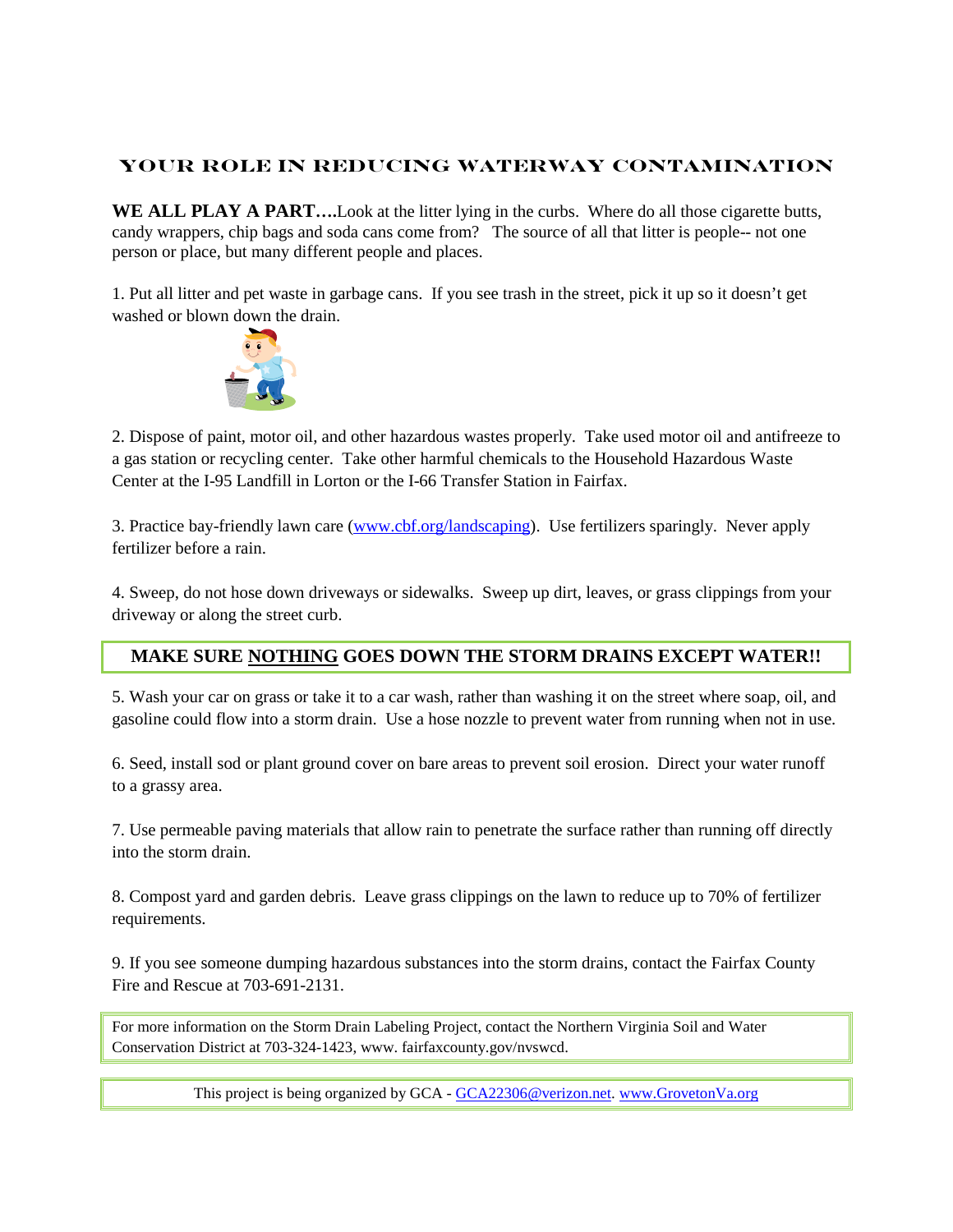# YOUR ROLE IN REDUCING WATERWAY CONTAMINATION

**WE ALL PLAY A PART….**Look at the litter lying in the curbs. Where do all those cigarette butts, candy wrappers, chip bags and soda cans come from? The source of all that litter is people-- not one person or place, but many different people and places.

1. Put all litter and pet waste in garbage cans. If you see trash in the street, pick it up so it doesn't get washed or blown down the drain.

2. Dispose of paint, motor oil, and other hazardous wastes properly. Take used motor oil and antifreeze to a gas station or recycling center. Take other harmful chemicals to the Household Hazardous Waste Center at the I-95 Landfill in Lorton or the I-66 Transfer Station in Fairfax.

3. Practice bay-friendly lawn care ([www.cbf.org/landscaping](www.cbf.org/landscaping)). Use fertilizers sparingly. Never apply fertilizer before a rain.

4. Sweep, do not hose down driveways or sidewalks. Sweep up dirt, leaves, or grass clippings from your driveway or along the street curb.

**MAKE SURE NOTHING GOES DOWN THE STORM DRAINS EXCEPT WATER!!**

5. Wash your car on grass or take it to a car wash, rather than washing it on the street where soap, oil, and gasoline could flow into a storm drain. Use a hose nozzle to prevent water from running when not in use.

6. Seed, install sod or plant ground cover on bare areas to prevent soil erosion. Direct your water runoff to a grassy area.

7. Use permeable paving materials that allow rain to penetrate the surface rather than running off directly into the storm drain.

8. Compost yard and garden debris. Leave grass clippings on the lawn to reduce up to 70% of fertilizer requirements.

9. If you see someone dumping hazardous substances into the storm drains, contact the Fairfax County Fire and Rescue at 703-691-2131.

For more information on the Storm Drain Labeling Project, contact the Northern Virginia Soil and Water Conservation District at 703-324-1423, www. fairfaxcounty.gov/nvswcd.

This project is being organized by GCA - [GCA22306@verizon.net](mailto:GCA22306@verizon.net). [www.GrovetonVa.org](www.GrovetonVa.org)